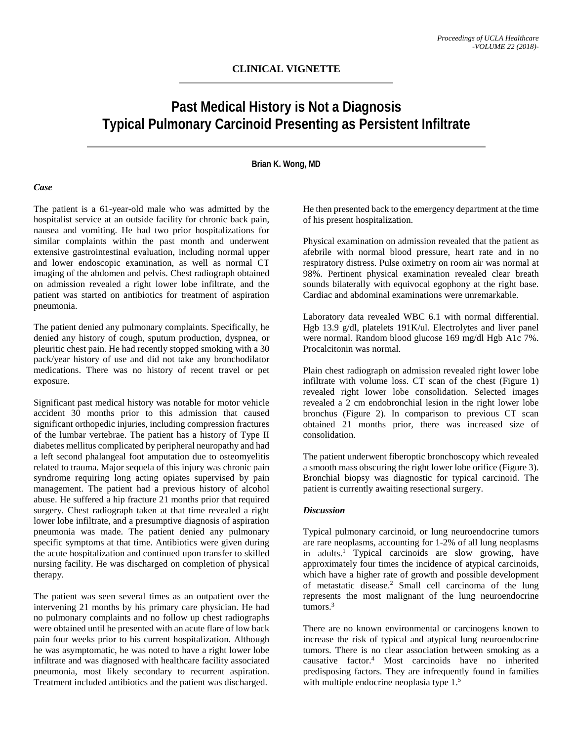**CLINICAL VIGNETTE**

# Past Medical History is Not a Diagnosis Typical Pulmonary Carcinoid Presenting as Persistent Infiltrate

**Brian K. Wong, MD**

### *Case*

The patient is a 61-year-old male who was admitted by the hospitalist service at an outside facility for chronic back pain, nausea and vomiting. He had two prior hospitalizations for similar complaints within the past month and underwent extensive gastrointestinal evaluation, including normal upper and lower endoscopic examination, as well as normal CT imaging of the abdomen and pelvis. Chest radiograph obtained on admission revealed a right lower lobe infiltrate, and the patient was started on antibiotics for treatment of aspiration pneumonia.

The patient denied any pulmonary complaints. Specifically, he denied any history of cough, sputum production, dyspnea, or pleuritic chest pain. He had recently stopped smoking with a 30 pack/year history of use and did not take any bronchodilator medications. There was no history of recent travel or pet exposure.

Significant past medical history was notable for motor vehicle accident 30 months prior to this admission that caused significant orthopedic injuries, including compression fractures of the lumbar vertebrae. The patient has a history of Type II diabetes mellitus complicated by peripheral neuropathy and had a left second phalangeal foot amputation due to osteomyelitis related to trauma. Major sequela of this injury was chronic pain syndrome requiring long acting opiates supervised by pain management. The patient had a previous history of alcohol abuse. He suffered a hip fracture 21 months prior that required surgery. Chest radiograph taken at that time revealed a right lower lobe infiltrate, and a presumptive diagnosis of aspiration pneumonia was made. The patient denied any pulmonary specific symptoms at that time. Antibiotics were given during the acute hospitalization and continued upon transfer to skilled nursing facility. He was discharged on completion of physical therapy.

The patient was seen several times as an outpatient over the intervening 21 months by his primary care physician. He had no pulmonary complaints and no follow up chest radiographs were obtained until he presented with an acute flare of low back pain four weeks prior to his current hospitalization. Although he was asymptomatic, he was noted to have a right lower lobe infiltrate and was diagnosed with healthcare facility associated pneumonia, most likely secondary to recurrent aspiration. Treatment included antibiotics and the patient was discharged. He then presented back to the emergency department at the time of his present hospitalization.

Physical examination on admission revealed that the patient as afebrile with normal blood pressure, heart rate and in no respiratory distress. Pulse oximetry on room air was normal at 98%. Pertinent physical examination revealed clear breath sounds bilaterally with equivocal egophony at the right base. Cardiac and abdominal examinations were unremarkable.

Laboratory data revealed WBC 6.1 with normal differential. Hgb 13.9 g/dl, platelets 191K/ul. Electrolytes and liver panel were normal. Random blood glucose 169 mg/dl Hgb A1c 7%. Procalcitonin was normal.

Plain chest radiograph on admission revealed right lower lobe infiltrate with volume loss. CT scan of the chest (Figure 1) revealed right lower lobe consolidation. Selected images revealed a 2 cm endobronchial lesion in the right lower lobe bronchus (Figure 2). In comparison to previous CT scan obtained 21 months prior, there was increased size of consolidation.

The patient underwent fiberoptic bronchoscopy which revealed a smooth mass obscuring the right lower lobe orifice (Figure 3). Bronchial biopsy was diagnostic for typical carcinoid. The patient is currently awaiting resectional surgery.

### *Discussion*

Typical pulmonary carcinoid, or lung neuroendocrine tumors are rare neoplasms, accounting for 1-2% of all lung neoplasms in adults.[1] Typical carcinoids are slow growing, have approximately four times the incidence of atypical carcinoids, which have a higher rate of growth and possible development of metastatic disease.[2] Small cell carcinoma of the lung represents the most malignant of the lung neuroendocrine tumors.[3]

There are no known environmental or carcinogens known to increase the risk of typical and atypical lung neuroendocrine tumors. There is no clear association between smoking as a causative factor.[4] Most carcinoids have no inherited predisposing factors. They are infrequently found in families with multiple endocrine neoplasia type 1.[5]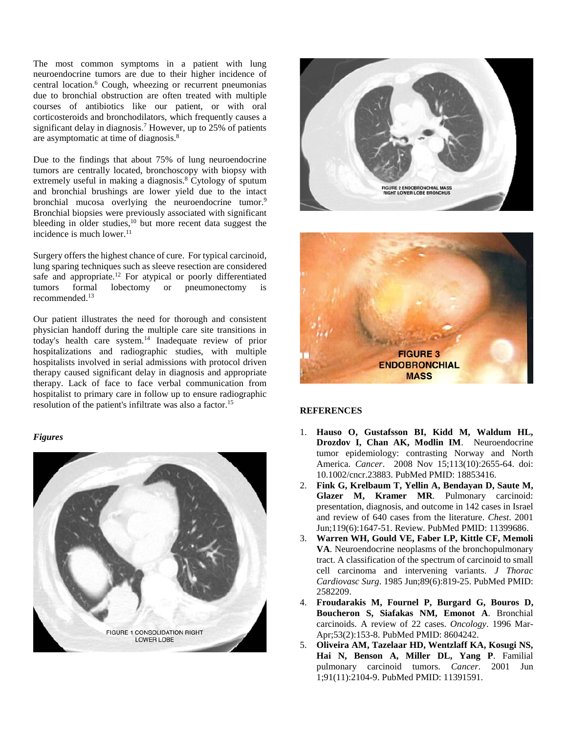The most common symptoms in a patient with lung neuroendocrine tumors are due to their higher incidence of central location.[6] Cough, wheezing or recurrent pneumonias due to bronchial obstruction are often treated with multiple courses of antibiotics like our patient, or with oral corticosteroids and bronchodilators, which frequently causes a significant delay in diagnosis.[7] However, up to 25% of patients are asymptomatic at time of diagnosis.[8]

Due to the findings that about 75% of lung neuroendocrine tumors are centrally located, bronchoscopy with biopsy with extremely useful in making a diagnosis.[8] Cytology of sputum and bronchial brushings are lower yield due to the intact bronchial mucosa overlying the neuroendocrine tumor.[9] Bronchial biopsies were previously associated with significant bleeding in older studies,[10] but more recent data suggest the incidence is much lower.[11]

Surgery offers the highest chance of cure. For typical carcinoid, lung sparing techniques such as sleeve resection are considered safe and appropriate.[12] For atypical or poorly differentiated tumors formal lobectomy or pneumonectomy is recommended.[13]

Our patient illustrates the need for thorough and consistent physician handoff during the multiple care site transitions in today's health care system.[14] Inadequate review of prior hospitalizations and radiographic studies, with multiple hospitalists involved in serial admissions with protocol driven therapy caused significant delay in diagnosis and appropriate therapy. Lack of face to face verbal communication from hospitalist to primary care in follow up to ensure radiographic resolution of the patient's infiltrate was also a factor.[15]

***Figures***

FIGURE 1 CONSOLIDATION RIGHT LOWER LOBE

FIGURE 2 ENDOBRONCHIAL MASS RIGHT LOWER LOBE BRONCHUS

FIGURE 3 ENDOBRONCHIAL MASS

## REFERENCES

1. **Hauso O, Gustafsson BI, Kidd M, Waldum HL, Drozdov I, Chan AK, Modlin IM**. Neuroendocrine tumor epidemiology: contrasting Norway and North America. *Cancer*. 2008 Nov 15;113(10):2655-64. doi: 10.1002/cncr.23883. PubMed PMID: 18853416.
2. **Fink G, Krelbaum T, Yellin A, Bendayan D, Saute M, Glazer M, Kramer MR**. Pulmonary carcinoid: presentation, diagnosis, and outcome in 142 cases in Israel and review of 640 cases from the literature. *Chest*. 2001 Jun;119(6):1647-51. Review. PubMed PMID: 11399686.
3. **Warren WH, Gould VE, Faber LP, Kittle CF, Memoli VA**. Neuroendocrine neoplasms of the bronchopulmonary tract. A classification of the spectrum of carcinoid to small cell carcinoma and intervening variants. *J Thorac Cardiovasc Surg*. 1985 Jun;89(6):819-25. PubMed PMID: 2582209.
4. **Froudarakis M, Fournel P, Burgard G, Bouros D, Boucheron S, Siafakas NM, Emonot A**. Bronchial carcinoids. A review of 22 cases. *Oncology*. 1996 Mar-Apr;53(2):153-8. PubMed PMID: 8604242.
5. **Oliveira AM, Tazelaar HD, Wentzlaff KA, Kosugi NS, Hai N, Benson A, Miller DL, Yang P**. Familial pulmonary carcinoid tumors. *Cancer*. 2001 Jun 1;91(11):2104-9. PubMed PMID: 11391591.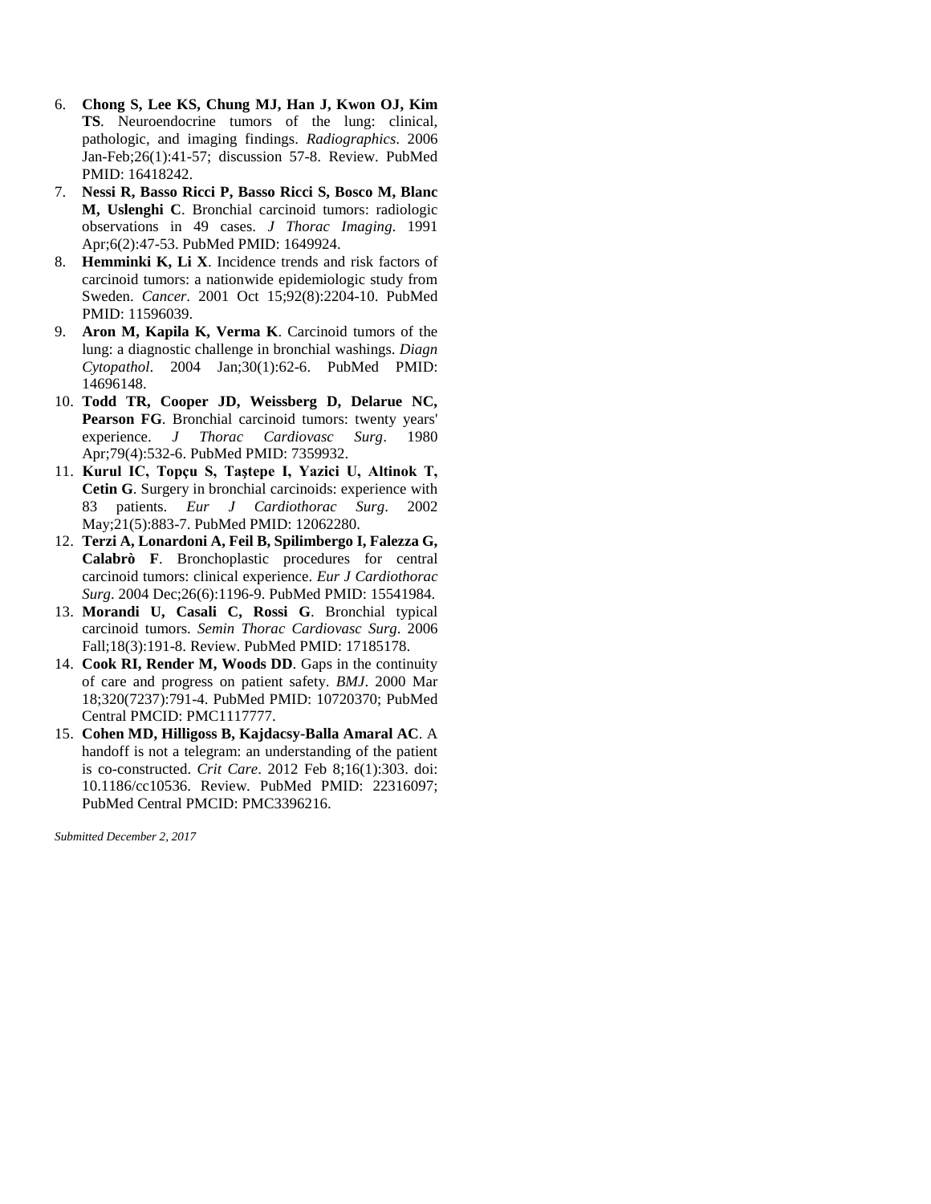6. **Chong S, Lee KS, Chung MJ, Han J, Kwon OJ, Kim TS**. Neuroendocrine tumors of the lung: clinical, pathologic, and imaging findings. *Radiographics*. 2006 Jan-Feb;26(1):41-57; discussion 57-8. Review. PubMed PMID: 16418242.
7. **Nessi R, Basso Ricci P, Basso Ricci S, Bosco M, Blanc M, Uslenghi C**. Bronchial carcinoid tumors: radiologic observations in 49 cases. *J Thorac Imaging*. 1991 Apr;6(2):47-53. PubMed PMID: 1649924.
8. **Hemminki K, Li X**. Incidence trends and risk factors of carcinoid tumors: a nationwide epidemiologic study from Sweden. *Cancer*. 2001 Oct 15;92(8):2204-10. PubMed PMID: 11596039.
9. **Aron M, Kapila K, Verma K**. Carcinoid tumors of the lung: a diagnostic challenge in bronchial washings. *Diagn Cytopathol*. 2004 Jan;30(1):62-6. PubMed PMID: 14696148.
10. **Todd TR, Cooper JD, Weissberg D, Delarue NC, Pearson FG**. Bronchial carcinoid tumors: twenty years' experience. *J Thorac Cardiovasc Surg*. 1980 Apr;79(4):532-6. PubMed PMID: 7359932.
11. **Kurul IC, Topçu S, Taştepe I, Yazici U, Altinok T, Cetin G**. Surgery in bronchial carcinoids: experience with 83 patients. *Eur J Cardiothorac Surg*. 2002 May;21(5):883-7. PubMed PMID: 12062280.
12. **Terzi A, Lonardoni A, Feil B, Spilimbergo I, Falezza G, Calabrò F**. Bronchoplastic procedures for central carcinoid tumors: clinical experience. *Eur J Cardiothorac Surg*. 2004 Dec;26(6):1196-9. PubMed PMID: 15541984.
13. **Morandi U, Casali C, Rossi G**. Bronchial typical carcinoid tumors. *Semin Thorac Cardiovasc Surg*. 2006 Fall;18(3):191-8. Review. PubMed PMID: 17185178.
14. **Cook RI, Render M, Woods DD**. Gaps in the continuity of care and progress on patient safety. *BMJ*. 2000 Mar 18;320(7237):791-4. PubMed PMID: 10720370; PubMed Central PMCID: PMC1117777.
15. **Cohen MD, Hilligoss B, Kajdacsy-Balla Amaral AC**. A handoff is not a telegram: an understanding of the patient is co-constructed. *Crit Care*. 2012 Feb 8;16(1):303. doi: 10.1186/cc10536. Review. PubMed PMID: 22316097; PubMed Central PMCID: PMC3396216.

*Submitted December 2, 2017*